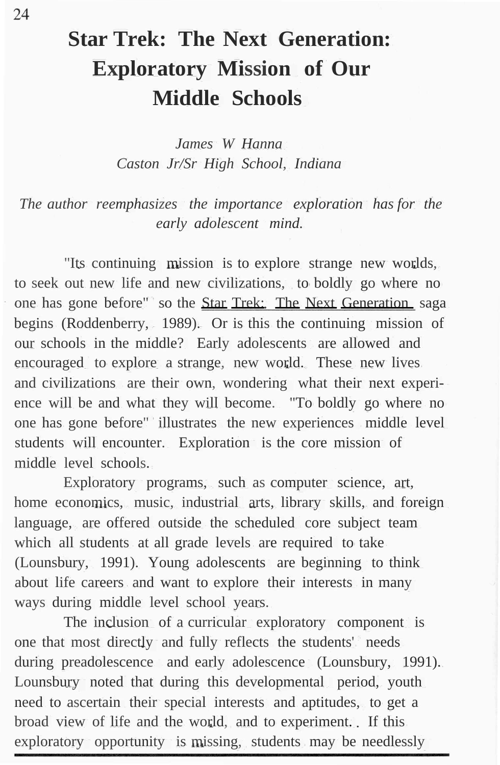# Star Trek: The Next Generation: Exploratory Mission of Our Middle Schools

*James W Hanna*
*Caston Jr/Sr High School, Indiana*

*The author reemphasizes the importance exploration has for the early adolescent mind.*

"Its continuing mission is to explore strange new worlds, to seek out new life and new civilizations, to boldly go where no one has gone before" so the Star Trek: The Next Generation saga begins (Roddenberry, 1989). Or is this the continuing mission of our schools in the middle? Early adolescents are allowed and encouraged to explore a strange, new world. These new lives and civilizations are their own, wondering what their next experience will be and what they will become. "To boldly go where no one has gone before" illustrates the new experiences middle level students will encounter. Exploration is the core mission of middle level schools.

Exploratory programs, such as computer science, art, home economics, music, industrial arts, library skills, and foreign language, are offered outside the scheduled core subject team which all students at all grade levels are required to take (Lounsbury, 1991). Young adolescents are beginning to think about life careers and want to explore their interests in many ways during middle level school years.

The inclusion of a curricular exploratory component is one that most directly and fully reflects the students' needs during preadolescence and early adolescence (Lounsbury, 1991). Lounsbury noted that during this developmental period, youth need to ascertain their special interests and aptitudes, to get a broad view of life and the world, and to experiment. If this exploratory opportunity is missing, students may be needlessly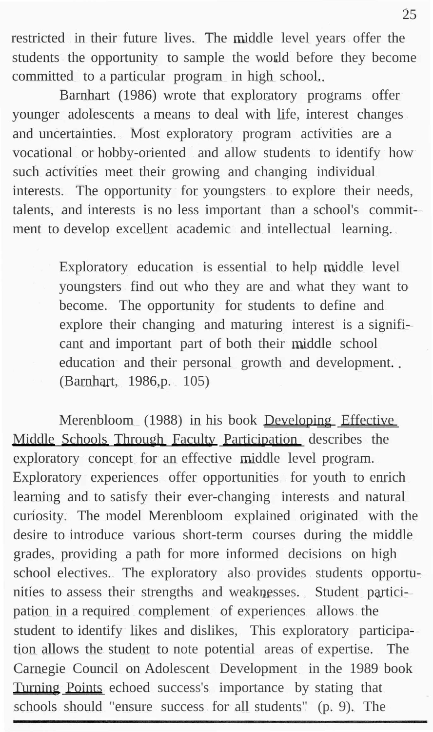restricted in their future lives. The middle level years offer the students the opportunity to sample the world before they become committed to a particular program in high school.

Barnhart (1986) wrote that exploratory programs offer younger adolescents a means to deal with life, interest changes and uncertainties. Most exploratory program activities are a vocational or hobby-oriented and allow students to identify how such activities meet their growing and changing individual interests. The opportunity for youngsters to explore their needs, talents, and interests is no less important than a school's commitment to develop excellent academic and intellectual learning.

> Exploratory education is essential to help middle level youngsters find out who they are and what they want to become. The opportunity for students to define and explore their changing and maturing interest is a significant and important part of both their middle school education and their personal growth and development. (Barnhart, 1986,p. 105)

Merenbloom (1988) in his book Developing Effective Middle Schools Through Faculty Participation describes the exploratory concept for an effective middle level program. Exploratory experiences offer opportunities for youth to enrich learning and to satisfy their ever-changing interests and natural curiosity. The model Merenbloom explained originated with the desire to introduce various short-term courses during the middle grades, providing a path for more informed decisions on high school electives. The exploratory also provides students opportunities to assess their strengths and weaknesses. Student participation in a required complement of experiences allows the student to identify likes and dislikes, This exploratory participation allows the student to note potential areas of expertise. The Carnegie Council on Adolescent Development in the 1989 book Turning Points echoed success's importance by stating that schools should "ensure success for all students" (p. 9). The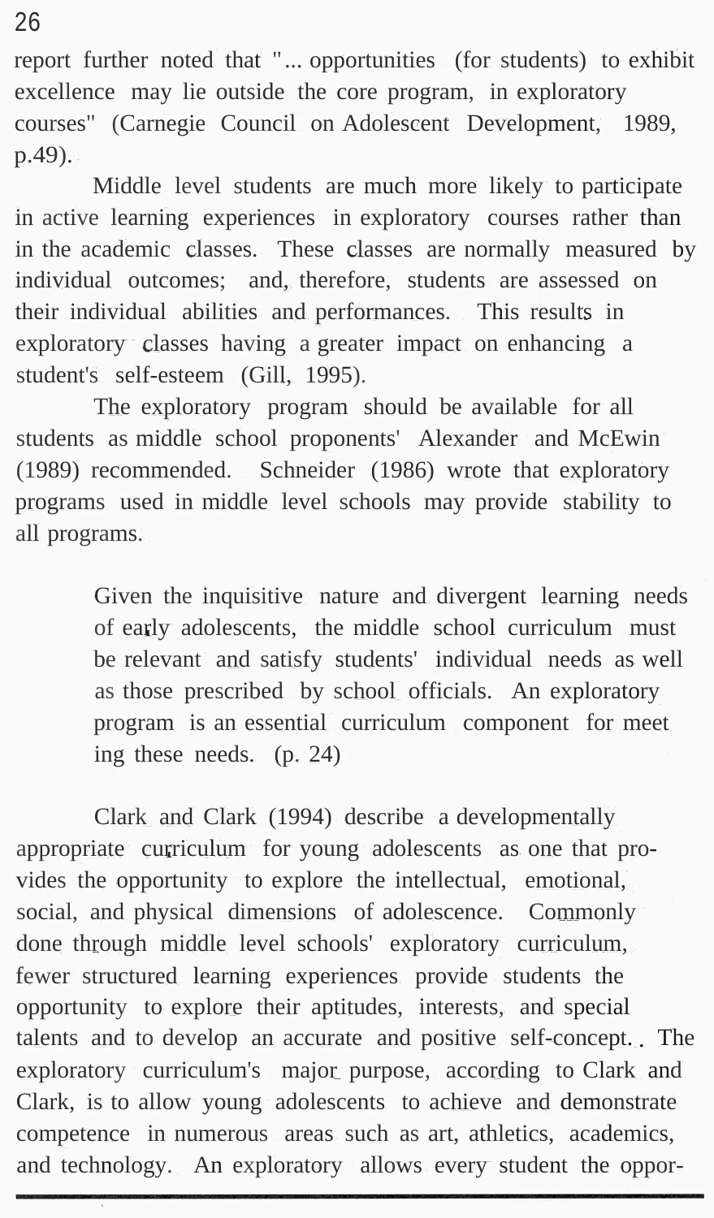report further noted that "... opportunities (for students) to exhibit excellence may lie outside the core program, in exploratory courses" (Carnegie Council on Adolescent Development, 1989, p.49).

Middle level students are much more likely to participate in active learning experiences in exploratory courses rather than in the academic classes. These classes are normally measured by individual outcomes; and, therefore, students are assessed on their individual abilities and performances. This results in exploratory classes having a greater impact on enhancing a student's self-esteem (Gill, 1995).

The exploratory program should be available for all students as middle school proponents' Alexander and McEwin (1989) recommended. Schneider (1986) wrote that exploratory programs used in middle level schools may provide stability to all programs.

> Given the inquisitive nature and divergent learning needs of early adolescents, the middle school curriculum must be relevant and satisfy students' individual needs as well as those prescribed by school officials. An exploratory program is an essential curriculum component for meeting these needs. (p. 24)

Clark and Clark (1994) describe a developmentally appropriate curriculum for young adolescents as one that provides the opportunity to explore the intellectual, emotional, social, and physical dimensions of adolescence. Commonly done through middle level schools' exploratory curriculum, fewer structured learning experiences provide students the opportunity to explore their aptitudes, interests, and special talents and to develop an accurate and positive self-concept. The exploratory curriculum's major purpose, according to Clark and Clark, is to allow young adolescents to achieve and demonstrate competence in numerous areas such as art, athletics, academics, and technology. An exploratory allows every student the oppor-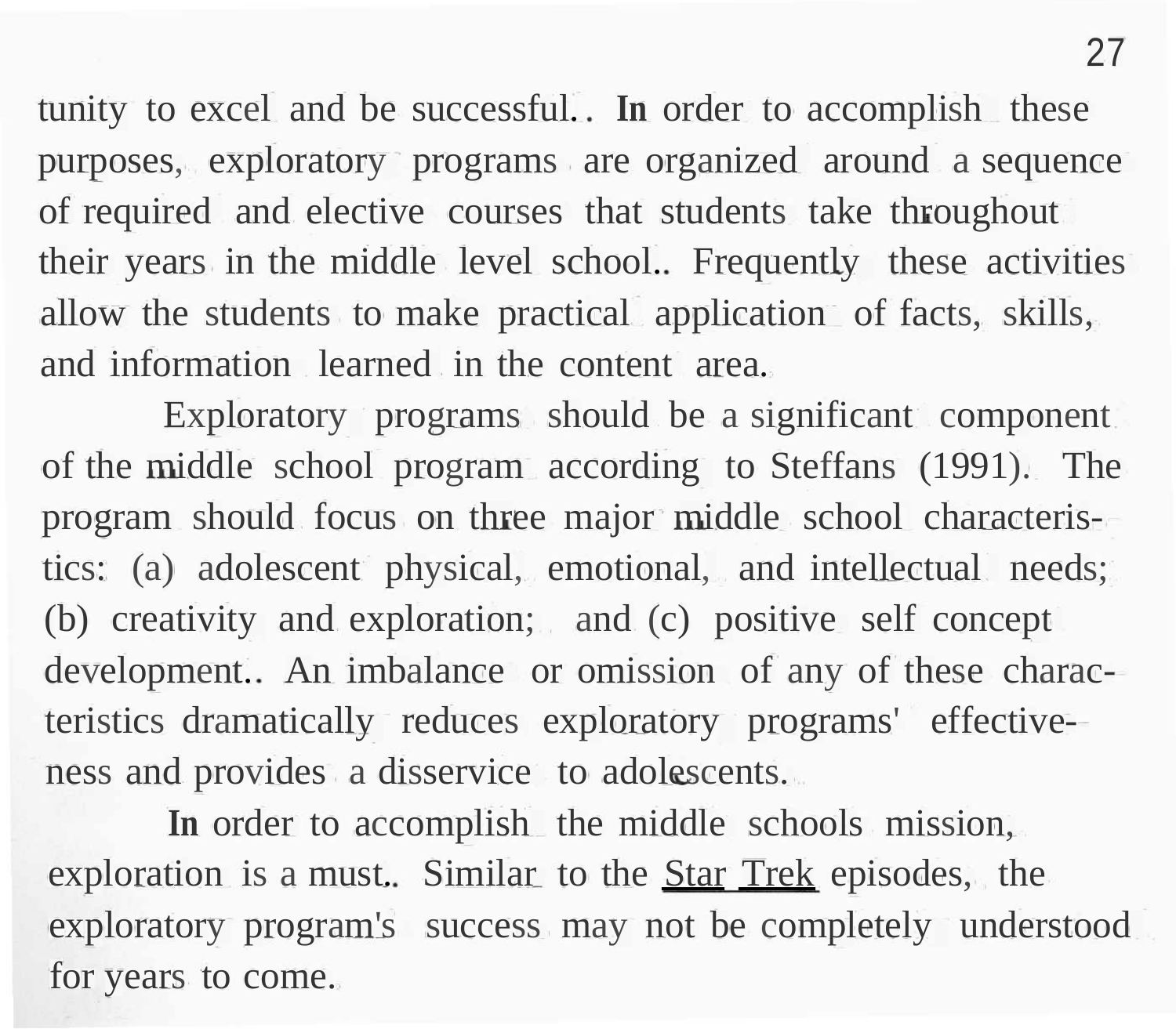tunity to excel and be successful. In order to accomplish these purposes, exploratory programs are organized around a sequence of required and elective courses that students take throughout their years in the middle level school. Frequently these activities allow the students to make practical application of facts, skills, and information learned in the content area.

Exploratory programs should be a significant component of the middle school program according to Steffans (1991). The program should focus on three major middle school characteristics: (a) adolescent physical, emotional, and intellectual needs; (b) creativity and exploration; and (c) positive self concept development. An imbalance or omission of any of these characteristics dramatically reduces exploratory programs' effectiveness and provides a disservice to adolescents.

In order to accomplish the middle schools mission, exploration is a must. Similar to the Star Trek episodes, the exploratory program's success may not be completely understood for years to come.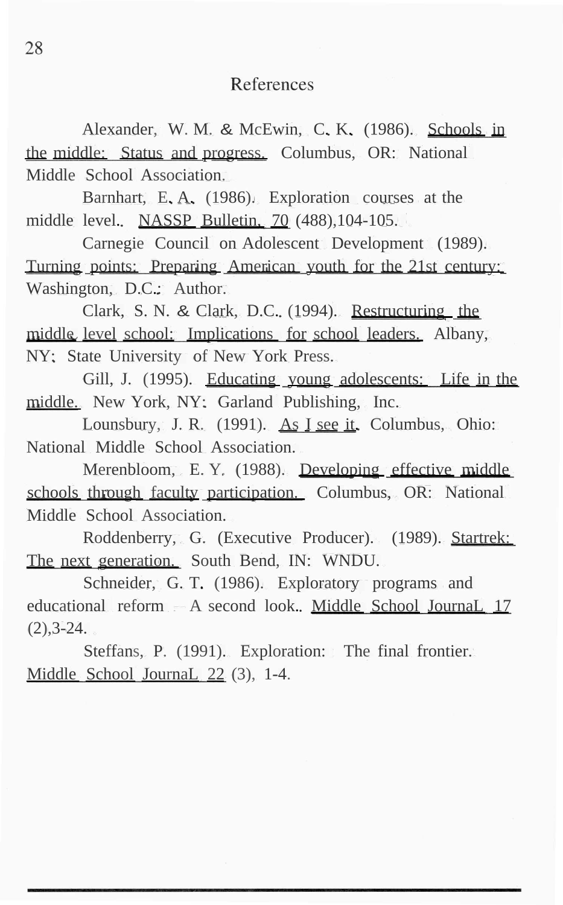# References

Alexander, W. M. & McEwin, C. K. (1986). Schools in the middle: Status and progress. Columbus, OR: National Middle School Association.

Barnhart, E. A. (1986). Exploration courses at the middle level. NASSP Bulletin, 70 (488),104-105.

Carnegie Council on Adolescent Development (1989). Turning points: Preparing American youth for the 21st century: Washington, D.C.: Author.

Clark, S. N. & Clark, D.C. (1994). Restructuring the middle level school: Implications for school leaders. Albany, NY: State University of New York Press.

Gill, J. (1995). Educating young adolescents: Life in the middle. New York, NY: Garland Publishing, Inc.

Lounsbury, J. R. (1991). As I see it. Columbus, Ohio: National Middle School Association.

Merenbloom, E. Y. (1988). Developing effective middle schools through faculty participation. Columbus, OR: National Middle School Association.

Roddenberry, G. (Executive Producer). (1989). Startrek: The next generation. South Bend, IN: WNDU.

Schneider, G. T. (1986). Exploratory programs and educational reform - A second look. Middle School JournaL 17 (2),3-24.

Steffans, P. (1991). Exploration: The final frontier. Middle School JournaL 22 (3), 1-4.